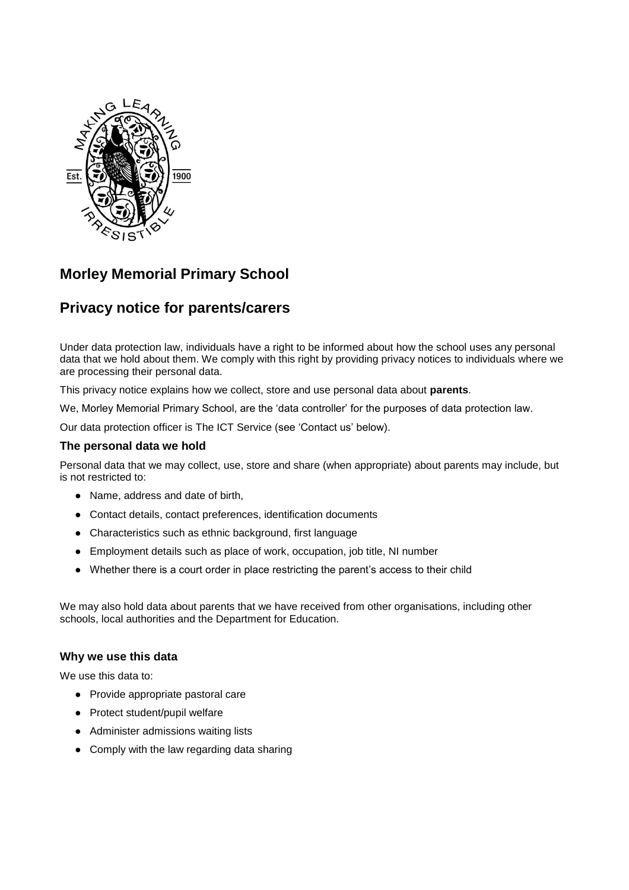# Morley Memorial Primary School

# Privacy notice for parents/carers

Under data protection law, individuals have a right to be informed about how the school uses any personal data that we hold about them. We comply with this right by providing privacy notices to individuals where we are processing their personal data.

This privacy notice explains how we collect, store and use personal data about **parents**.

We, Morley Memorial Primary School, are the 'data controller' for the purposes of data protection law.

Our data protection officer is The ICT Service (see 'Contact us' below).

### The personal data we hold

Personal data that we may collect, use, store and share (when appropriate) about parents may include, but is not restricted to:

- Name, address and date of birth,
- Contact details, contact preferences, identification documents
- Characteristics such as ethnic background, first language
- Employment details such as place of work, occupation, job title, NI number
- Whether there is a court order in place restricting the parent's access to their child

We may also hold data about parents that we have received from other organisations, including other schools, local authorities and the Department for Education.

### Why we use this data

We use this data to:

- Provide appropriate pastoral care
- Protect student/pupil welfare
- Administer admissions waiting lists
- Comply with the law regarding data sharing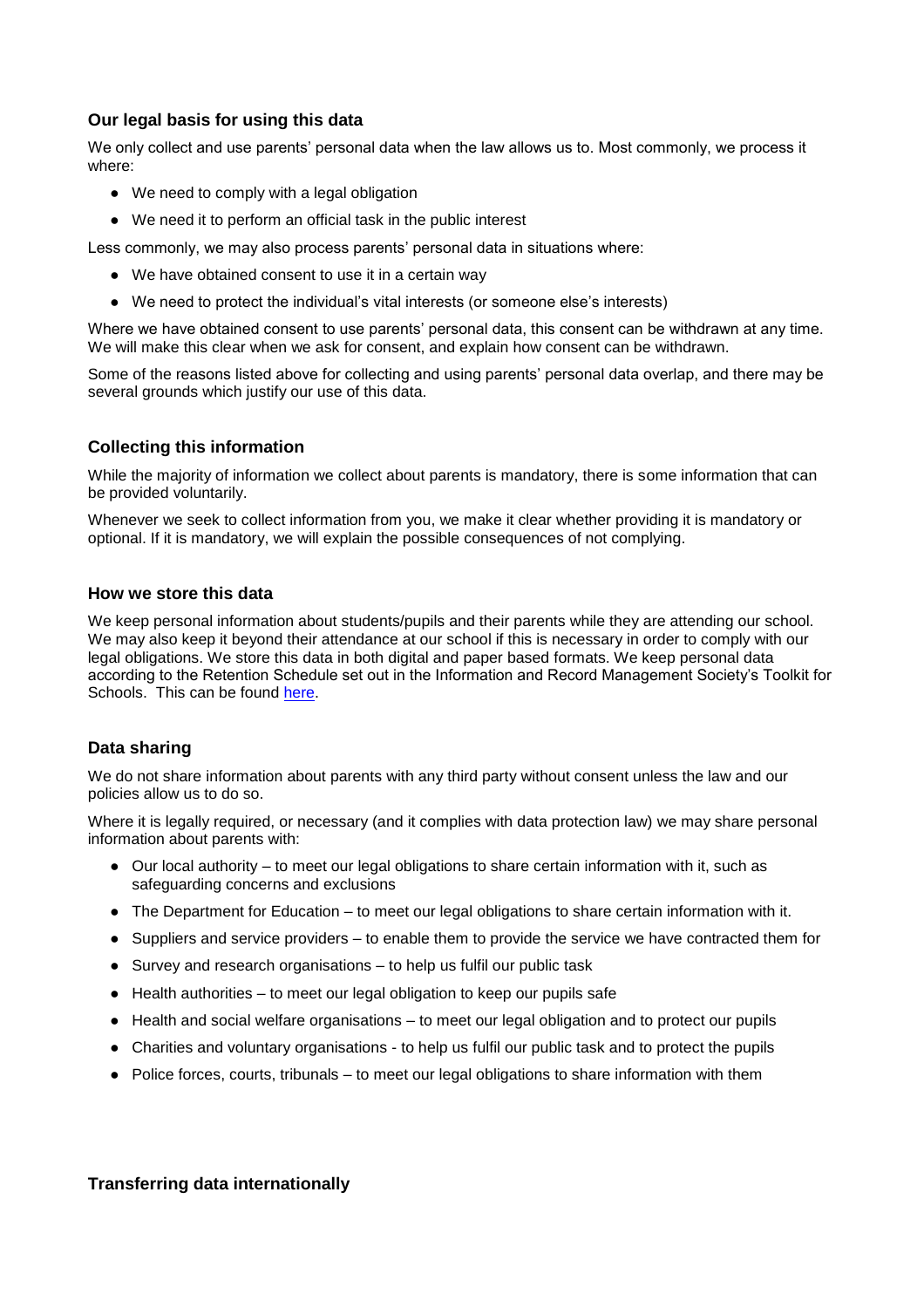### Our legal basis for using this data

We only collect and use parents' personal data when the law allows us to. Most commonly, we process it where:

- We need to comply with a legal obligation
- We need it to perform an official task in the public interest

Less commonly, we may also process parents' personal data in situations where:

- We have obtained consent to use it in a certain way
- We need to protect the individual's vital interests (or someone else's interests)

Where we have obtained consent to use parents' personal data, this consent can be withdrawn at any time. We will make this clear when we ask for consent, and explain how consent can be withdrawn.

Some of the reasons listed above for collecting and using parents' personal data overlap, and there may be several grounds which justify our use of this data.

### Collecting this information

While the majority of information we collect about parents is mandatory, there is some information that can be provided voluntarily.

Whenever we seek to collect information from you, we make it clear whether providing it is mandatory or optional. If it is mandatory, we will explain the possible consequences of not complying.

### How we store this data

We keep personal information about students/pupils and their parents while they are attending our school. We may also keep it beyond their attendance at our school if this is necessary in order to comply with our legal obligations. We store this data in both digital and paper based formats. We keep personal data according to the Retention Schedule set out in the Information and Record Management Society's Toolkit for Schools. This can be found here.

### Data sharing

We do not share information about parents with any third party without consent unless the law and our policies allow us to do so.

Where it is legally required, or necessary (and it complies with data protection law) we may share personal information about parents with:

- Our local authority – to meet our legal obligations to share certain information with it, such as safeguarding concerns and exclusions
- The Department for Education – to meet our legal obligations to share certain information with it.
- Suppliers and service providers – to enable them to provide the service we have contracted them for
- Survey and research organisations – to help us fulfil our public task
- Health authorities – to meet our legal obligation to keep our pupils safe
- Health and social welfare organisations – to meet our legal obligation and to protect our pupils
- Charities and voluntary organisations - to help us fulfil our public task and to protect the pupils
- Police forces, courts, tribunals – to meet our legal obligations to share information with them

### Transferring data internationally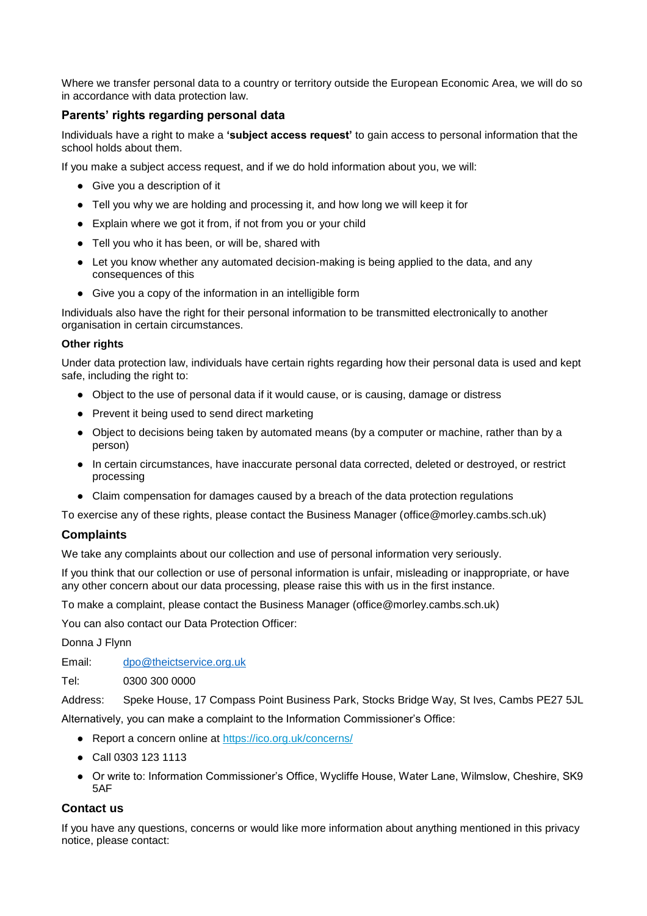Where we transfer personal data to a country or territory outside the European Economic Area, we will do so in accordance with data protection law.

## Parents' rights regarding personal data

Individuals have a right to make a **'subject access request'** to gain access to personal information that the school holds about them.

If you make a subject access request, and if we do hold information about you, we will:

- Give you a description of it
- Tell you why we are holding and processing it, and how long we will keep it for
- Explain where we got it from, if not from you or your child
- Tell you who it has been, or will be, shared with
- Let you know whether any automated decision-making is being applied to the data, and any consequences of this
- Give you a copy of the information in an intelligible form

Individuals also have the right for their personal information to be transmitted electronically to another organisation in certain circumstances.

### Other rights

Under data protection law, individuals have certain rights regarding how their personal data is used and kept safe, including the right to:

- Object to the use of personal data if it would cause, or is causing, damage or distress
- Prevent it being used to send direct marketing
- Object to decisions being taken by automated means (by a computer or machine, rather than by a person)
- In certain circumstances, have inaccurate personal data corrected, deleted or destroyed, or restrict processing
- Claim compensation for damages caused by a breach of the data protection regulations

To exercise any of these rights, please contact the Business Manager (office@morley.cambs.sch.uk)

## Complaints

We take any complaints about our collection and use of personal information very seriously.

If you think that our collection or use of personal information is unfair, misleading or inappropriate, or have any other concern about our data processing, please raise this with us in the first instance.

To make a complaint, please contact the Business Manager (office@morley.cambs.sch.uk)

You can also contact our Data Protection Officer:

Donna J Flynn

Email: [dpo@theictservice.org.uk](mailto:dpo@theictservice.org.uk)

Tel: 0300 300 0000

Address: Speke House, 17 Compass Point Business Park, Stocks Bridge Way, St Ives, Cambs PE27 5JL

Alternatively, you can make a complaint to the Information Commissioner's Office:

- Report a concern online at [https://ico.org.uk/concerns/](https://ico.org.uk/concerns/)
- Call 0303 123 1113
- Or write to: Information Commissioner's Office, Wycliffe House, Water Lane, Wilmslow, Cheshire, SK9 5AF

## Contact us

If you have any questions, concerns or would like more information about anything mentioned in this privacy notice, please contact: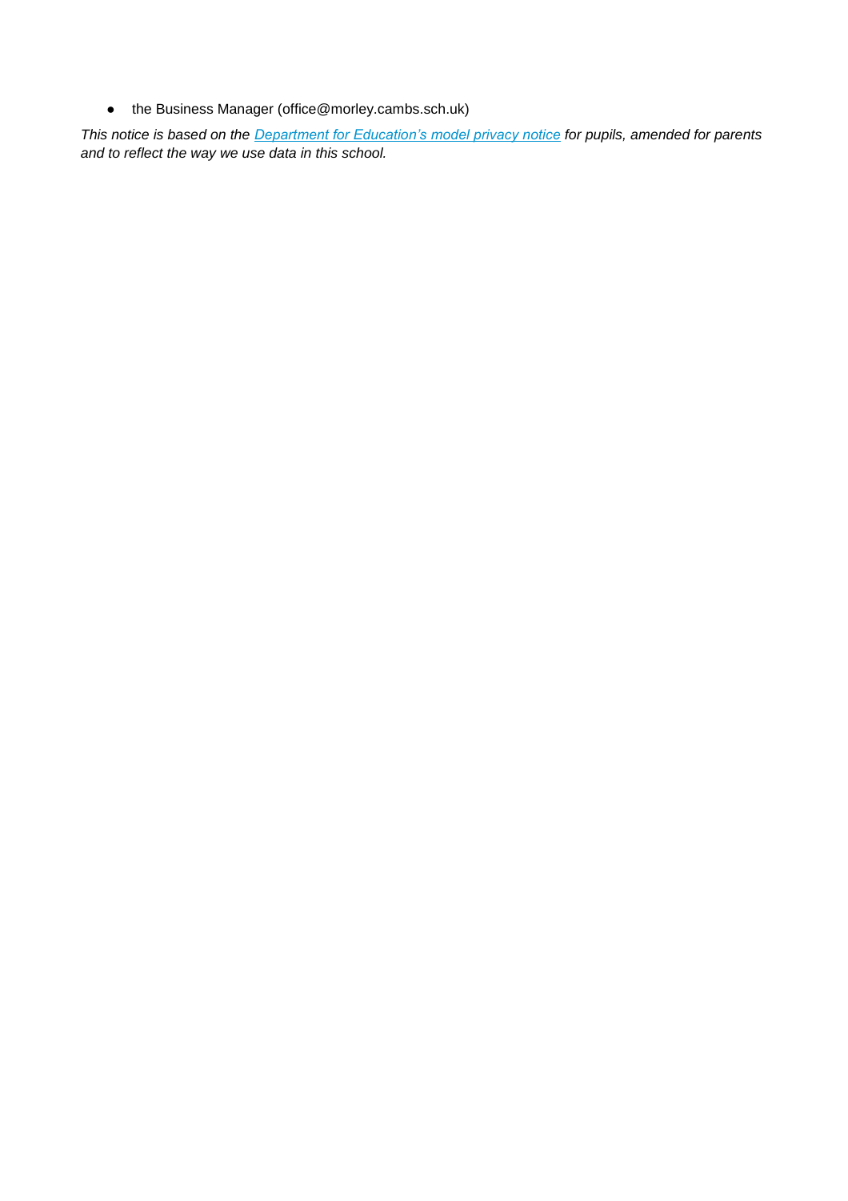- the Business Manager (office@morley.cambs.sch.uk)

*This notice is based on the [Department for Education's model privacy notice] for pupils, amended for parents and to reflect the way we use data in this school.*